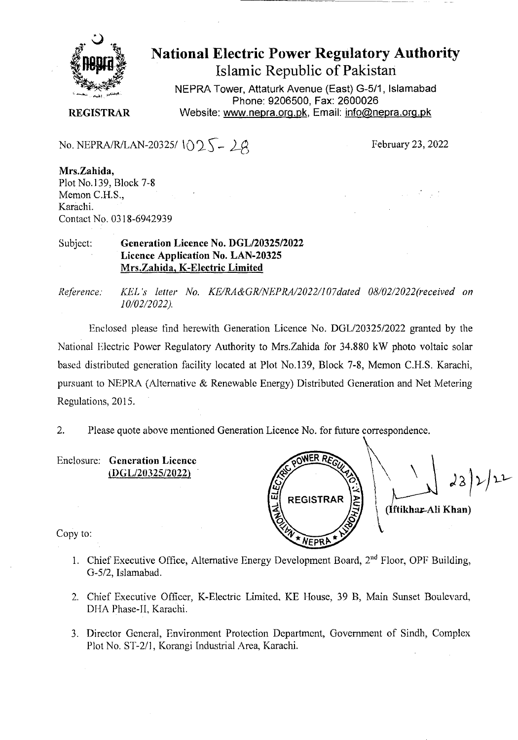# National Electric Power Regulatory Authority

## Islamic Republic of Pakistan

NEPRA Tower, Attaturk Avenue (East) G-5/1, Islamabad
Phone: 9206500, Fax: 2600026
Website: www.nepra.org.pk, Email: info@nepra.org.pk

**REGISTRAR**

No. NEPRA/R/LAN-20325/ 1025-28

February 23, 2022

**Mrs.Zahida,**
Plot No.139, Block 7-8
Memon C.H.S.,
Karachi.
Contact No. 0318-6942939

Subject: **Generation Licence No. DGL/20325/2022**
**Licence Application No. LAN-20325**
**Mrs.Zahida, K-Electric Limited**

*Reference: KEL's letter No. KE/RA&GR/NEPRA/2022/107dated 08/02/2022(received on 10/02/2022).*

Enclosed please find herewith Generation Licence No. DGL/20325/2022 granted by the National Electric Power Regulatory Authority to Mrs.Zahida for 34.880 kW photo voltaic solar based distributed generation facility located at Plot No.139, Block 7-8, Memon C.H.S. Karachi, pursuant to NEPRA (Alternative & Renewable Energy) Distributed Generation and Net Metering Regulations, 2015.

2. Please quote above mentioned Generation Licence No. for future correspondence.

Enclosure: **Generation Licence (DGL/20325/2022)**

23/2/22
(Iftikhar Ali Khan)

Copy to:

1. Chief Executive Office, Alternative Energy Development Board, 2nd Floor, OPF Building, G-5/2, Islamabad.
2. Chief Executive Officer, K-Electric Limited, KE House, 39 B, Main Sunset Boulevard, DHA Phase-II, Karachi.
3. Director General, Environment Protection Department, Government of Sindh, Complex Plot No. ST-2/1, Korangi Industrial Area, Karachi.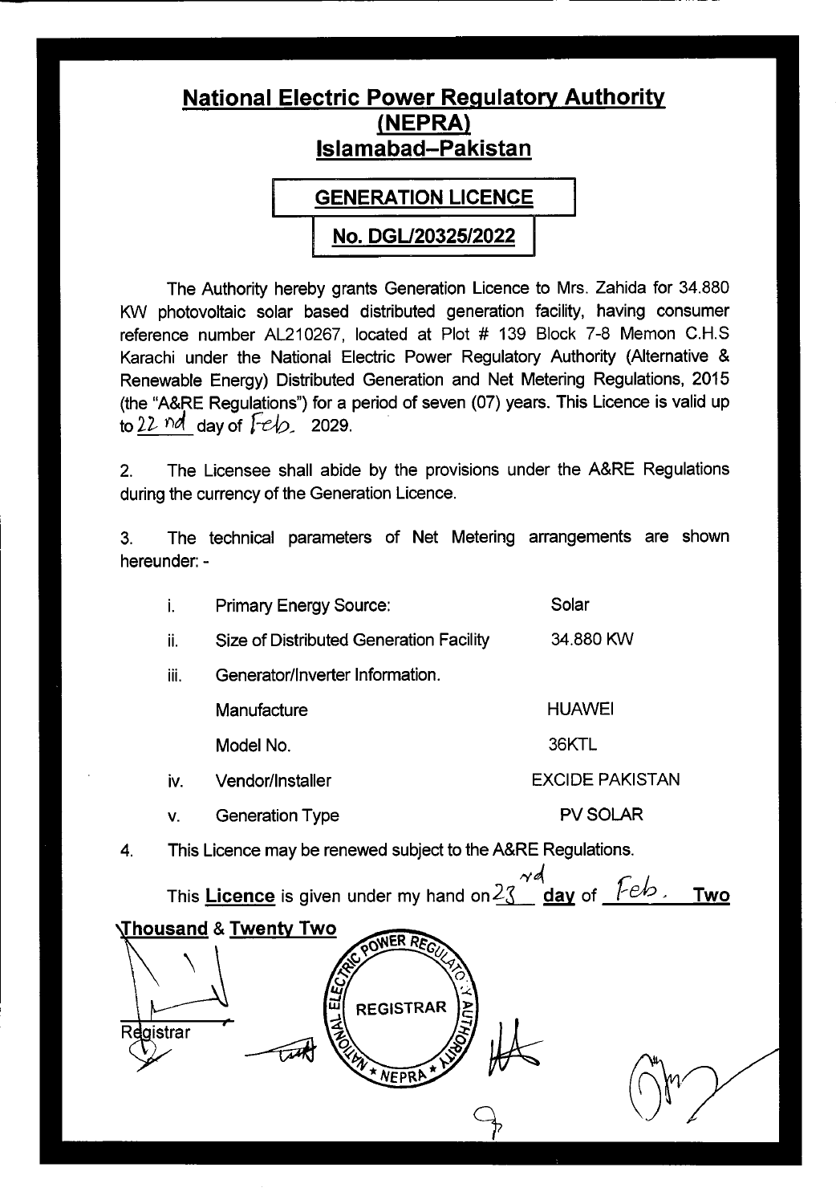# National Electric Power Regulatory Authority (NEPRA) Islamabad–Pakistan

## GENERATION LICENCE

## No. DGL/20325/2022

The Authority hereby grants Generation Licence to Mrs. Zahida for 34.880 KW photovoltaic solar based distributed generation facility, having consumer reference number AL210267, located at Plot # 139 Block 7-8 Memon C.H.S Karachi under the National Electric Power Regulatory Authority (Alternative & Renewable Energy) Distributed Generation and Net Metering Regulations, 2015 (the "A&RE Regulations") for a period of seven (07) years. This Licence is valid up to 22 nd day of Feb. 2029.

2. The Licensee shall abide by the provisions under the A&RE Regulations during the currency of the Generation Licence.

3. The technical parameters of Net Metering arrangements are shown hereunder: -

| | | |
|---|---|---|
| i. | Primary Energy Source: | Solar |
| ii. | Size of Distributed Generation Facility | 34.880 KW |
| iii. | Generator/Inverter Information. | |
| | Manufacture | HUAWEI |
| | Model No. | 36KTL |
| iv. | Vendor/Installer | EXCIDE PAKISTAN |
| v. | Generation Type | PV SOLAR |

4. This Licence may be renewed subject to the A&RE Regulations.

This **Licence** is given under my hand on 23rd **day** of Feb. **Two Thousand** & **Twenty Two**

Registrar

NATIONAL ELECTRIC POWER REGULATORY AUTHORITY
REGISTRAR
NEPRA